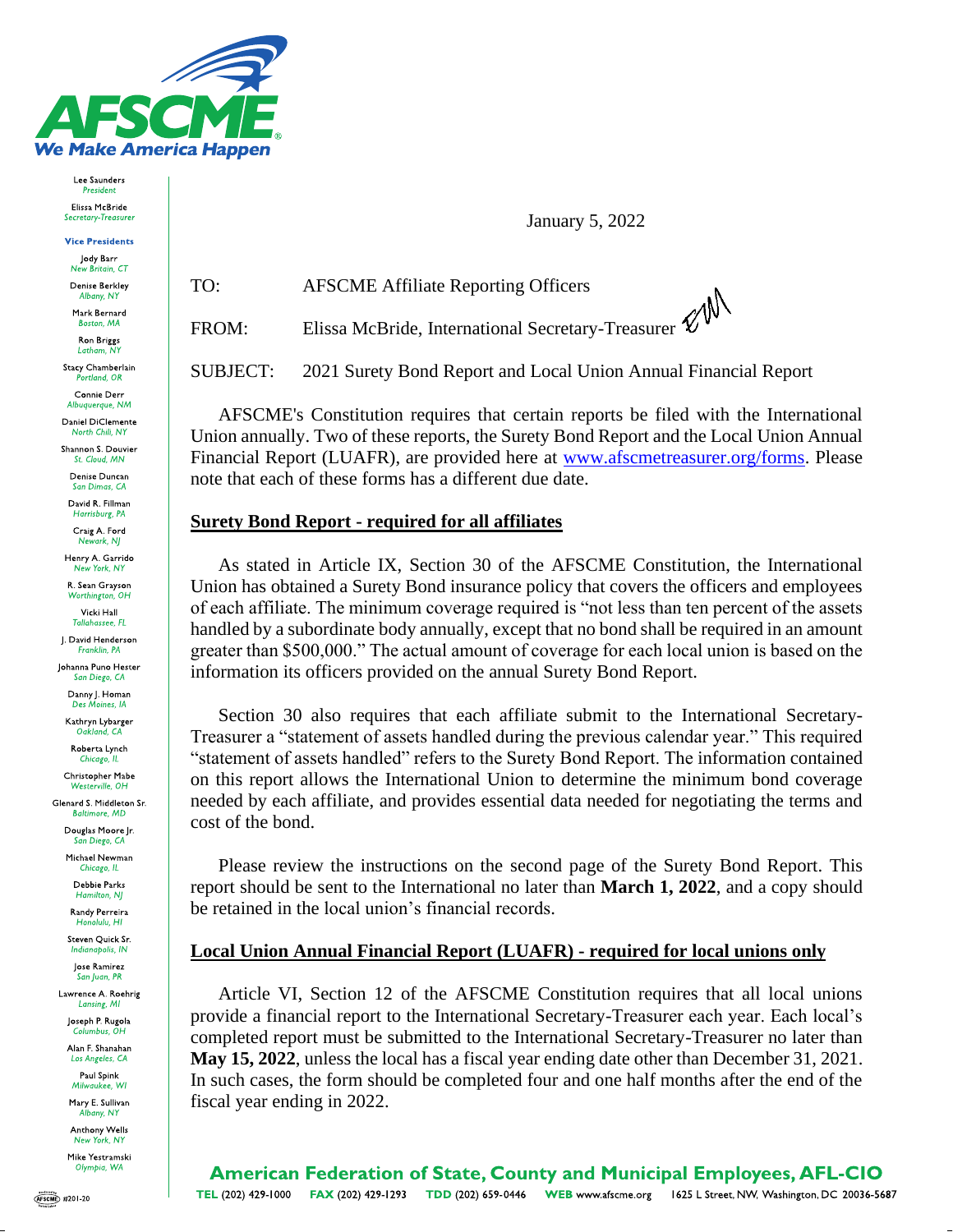**AFSCME**
*We Make America Happen*

Lee Saunders
*President*

Elissa McBride
*Secretary-Treasurer*

**Vice Presidents**

Jody Barr, *New Britain, CT*
Denise Berkley, *Albany, NY*
Mark Bernard, *Boston, MA*
Ron Briggs, *Latham, NY*
Stacy Chamberlain, *Portland, OR*
Connie Derr, *Albuquerque, NM*
Daniel DiClemente, *North Chili, NY*
Shannon S. Douvier, *St. Cloud, MN*
Denise Duncan, *San Dimas, CA*
David R. Fillman, *Harrisburg, PA*
Craig A. Ford, *Newark, NJ*
Henry A. Garrido, *New York, NY*
R. Sean Grayson, *Worthington, OH*
Vicki Hall, *Tallahassee, FL*
J. David Henderson, *Franklin, PA*
Johanna Puno Hester, *San Diego, CA*
Danny J. Homan, *Des Moines, IA*
Kathryn Lybarger, *Oakland, CA*
Roberta Lynch, *Chicago, IL*
Christopher Mabe, *Westerville, OH*
Glenard S. Middleton Sr., *Baltimore, MD*
Douglas Moore Jr., *San Diego, CA*
Michael Newman, *Chicago, IL*
Debbie Parks, *Hamilton, NJ*
Randy Perreira, *Honolulu, HI*
Steven Quick Sr., *Indianapolis, IN*
Jose Ramirez, *San Juan, PR*
Lawrence A. Roehrig, *Lansing, MI*
Joseph P. Rugola, *Columbus, OH*
Alan F. Shanahan, *Los Angeles, CA*
Paul Spink, *Milwaukee, WI*
Mary E. Sullivan, *Albany, NY*
Anthony Wells, *New York, NY*
Mike Yestramski, *Olympia, WA*

January 5, 2022

TO: AFSCME Affiliate Reporting Officers

FROM: Elissa McBride, International Secretary-Treasurer

SUBJECT: 2021 Surety Bond Report and Local Union Annual Financial Report

AFSCME's Constitution requires that certain reports be filed with the International Union annually. Two of these reports, the Surety Bond Report and the Local Union Annual Financial Report (LUAFR), are provided here at [www.afscmetreasurer.org/forms](www.afscmetreasurer.org/forms). Please note that each of these forms has a different due date.

**Surety Bond Report - required for all affiliates**

As stated in Article IX, Section 30 of the AFSCME Constitution, the International Union has obtained a Surety Bond insurance policy that covers the officers and employees of each affiliate. The minimum coverage required is "not less than ten percent of the assets handled by a subordinate body annually, except that no bond shall be required in an amount greater than $500,000." The actual amount of coverage for each local union is based on the information its officers provided on the annual Surety Bond Report.

Section 30 also requires that each affiliate submit to the International Secretary-Treasurer a "statement of assets handled during the previous calendar year." This required "statement of assets handled" refers to the Surety Bond Report. The information contained on this report allows the International Union to determine the minimum bond coverage needed by each affiliate, and provides essential data needed for negotiating the terms and cost of the bond.

Please review the instructions on the second page of the Surety Bond Report. This report should be sent to the International no later than **March 1, 2022**, and a copy should be retained in the local union's financial records.

**Local Union Annual Financial Report (LUAFR) - required for local unions only**

Article VI, Section 12 of the AFSCME Constitution requires that all local unions provide a financial report to the International Secretary-Treasurer each year. Each local's completed report must be submitted to the International Secretary-Treasurer no later than **May 15, 2022**, unless the local has a fiscal year ending date other than December 31, 2021. In such cases, the form should be completed four and one half months after the end of the fiscal year ending in 2022.

**American Federation of State, County and Municipal Employees, AFL-CIO**

TEL (202) 429-1000 FAX (202) 429-1293 TDD (202) 659-0446 WEB www.afscme.org 1625 L Street, NW, Washington, DC 20036-5687

#201-20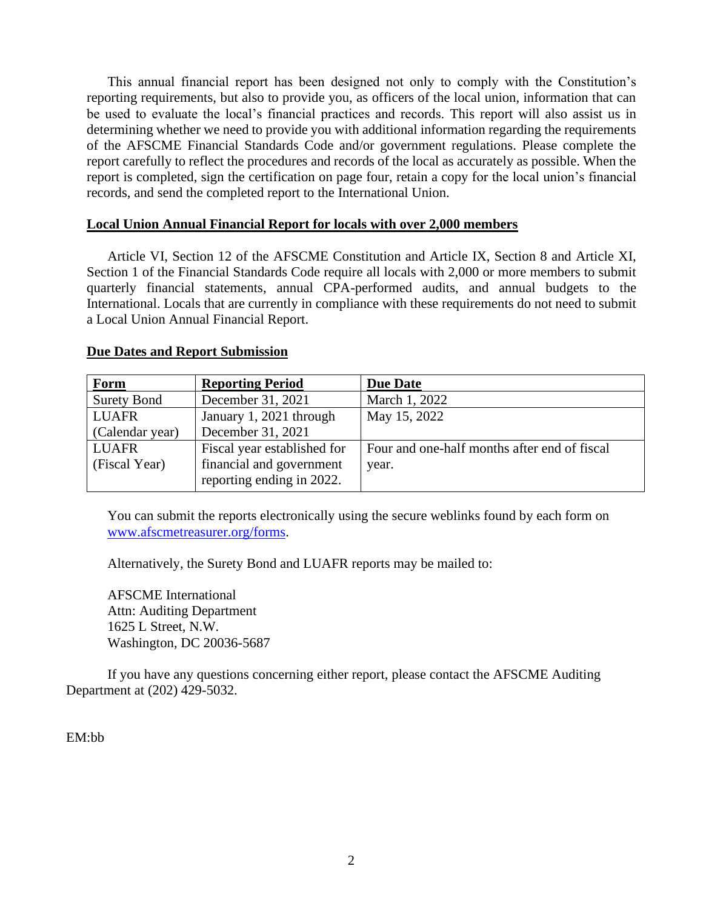This annual financial report has been designed not only to comply with the Constitution's reporting requirements, but also to provide you, as officers of the local union, information that can be used to evaluate the local's financial practices and records. This report will also assist us in determining whether we need to provide you with additional information regarding the requirements of the AFSCME Financial Standards Code and/or government regulations. Please complete the report carefully to reflect the procedures and records of the local as accurately as possible. When the report is completed, sign the certification on page four, retain a copy for the local union's financial records, and send the completed report to the International Union.

**Local Union Annual Financial Report for locals with over 2,000 members**

Article VI, Section 12 of the AFSCME Constitution and Article IX, Section 8 and Article XI, Section 1 of the Financial Standards Code require all locals with 2,000 or more members to submit quarterly financial statements, annual CPA-performed audits, and annual budgets to the International. Locals that are currently in compliance with these requirements do not need to submit a Local Union Annual Financial Report.

**Due Dates and Report Submission**

| Form | Reporting Period | Due Date |
|---|---|---|
| Surety Bond | December 31, 2021 | March 1, 2022 |
| LUAFR (Calendar year) | January 1, 2021 through December 31, 2021 | May 15, 2022 |
| LUAFR (Fiscal Year) | Fiscal year established for financial and government reporting ending in 2022. | Four and one-half months after end of fiscal year. |

You can submit the reports electronically using the secure weblinks found by each form on www.afscmetreasurer.org/forms.

Alternatively, the Surety Bond and LUAFR reports may be mailed to:

AFSCME International
Attn: Auditing Department
1625 L Street, N.W.
Washington, DC 20036-5687

If you have any questions concerning either report, please contact the AFSCME Auditing Department at (202) 429-5032.

EM:bb